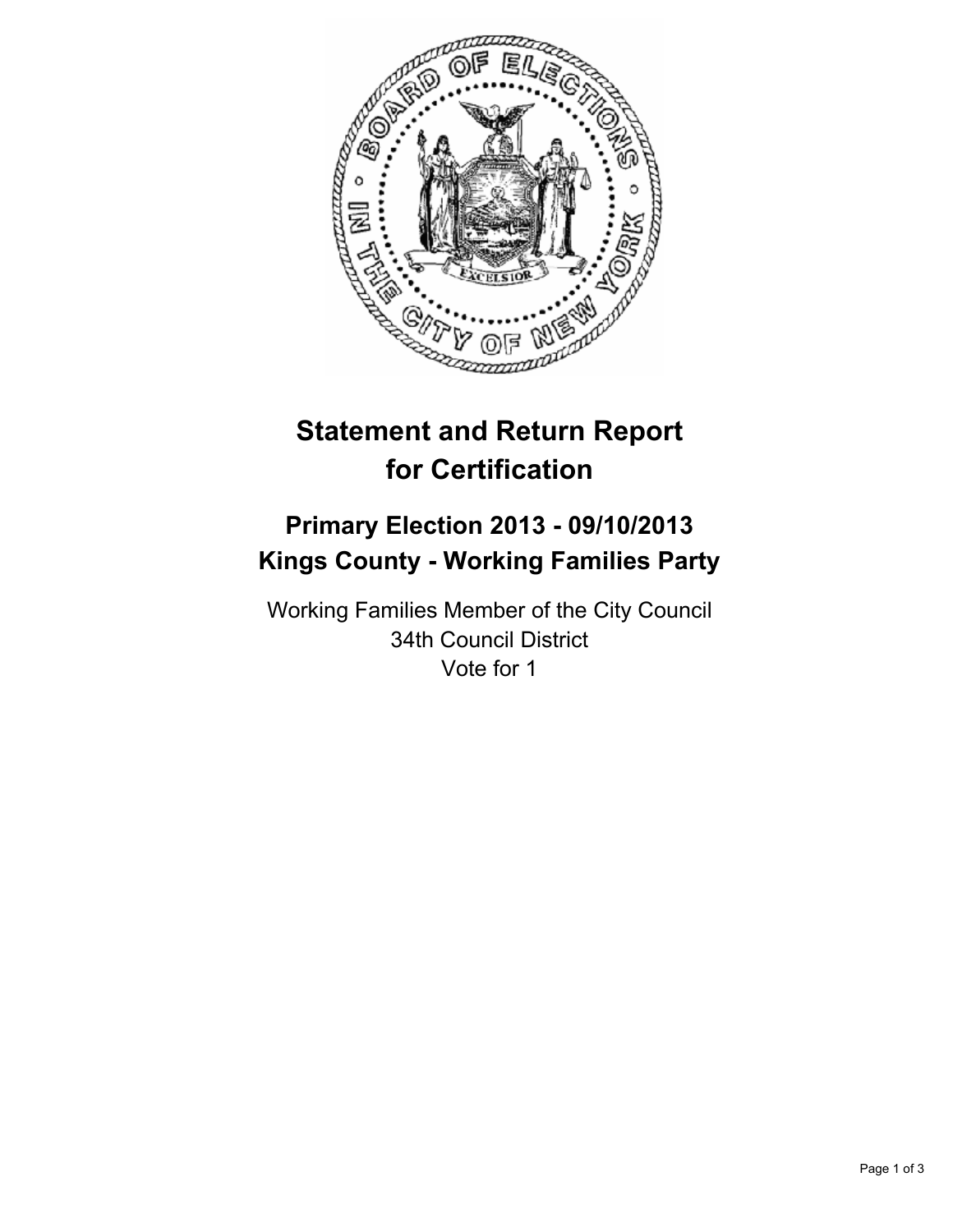# Statement and Return Report for Certification

## Primary Election 2013 - 09/10/2013
## Kings County - Working Families Party

Working Families Member of the City Council
34th Council District
Vote for 1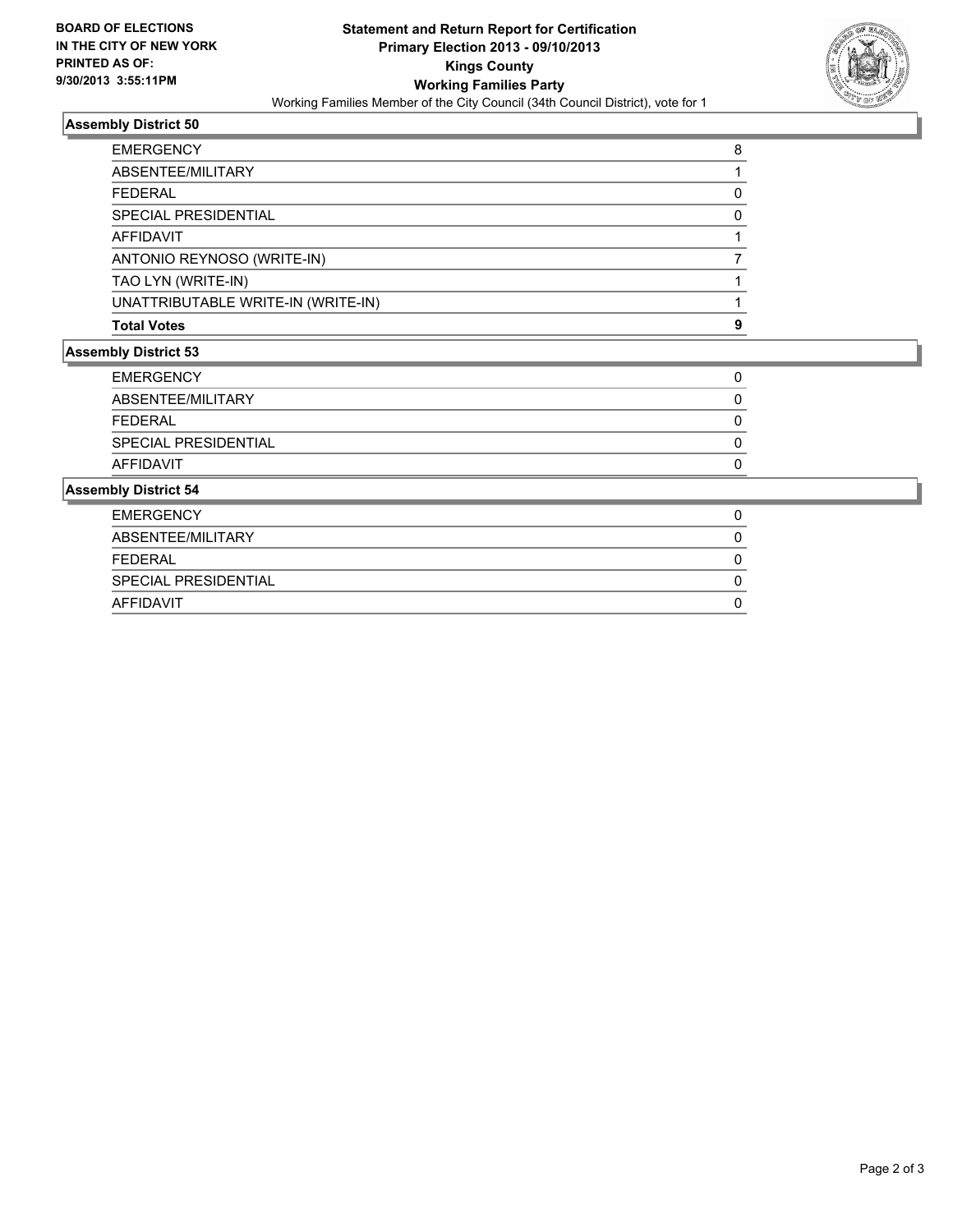**BOARD OF ELECTIONS IN THE CITY OF NEW YORK PRINTED AS OF: 9/30/2013 3:55:11PM**

# Statement and Return Report for Certification
## Primary Election 2013 - 09/10/2013
## Kings County
## Working Families Party
Working Families Member of the City Council (34th Council District), vote for 1

### Assembly District 50

| | |
|---|---|
| EMERGENCY | 8 |
| ABSENTEE/MILITARY | 1 |
| FEDERAL | 0 |
| SPECIAL PRESIDENTIAL | 0 |
| AFFIDAVIT | 1 |
| ANTONIO REYNOSO (WRITE-IN) | 7 |
| TAO LYN (WRITE-IN) | 1 |
| UNATTRIBUTABLE WRITE-IN (WRITE-IN) | 1 |
| **Total Votes** | **9** |

### Assembly District 53

| | |
|---|---|
| EMERGENCY | 0 |
| ABSENTEE/MILITARY | 0 |
| FEDERAL | 0 |
| SPECIAL PRESIDENTIAL | 0 |
| AFFIDAVIT | 0 |

### Assembly District 54

| | |
|---|---|
| EMERGENCY | 0 |
| ABSENTEE/MILITARY | 0 |
| FEDERAL | 0 |
| SPECIAL PRESIDENTIAL | 0 |
| AFFIDAVIT | 0 |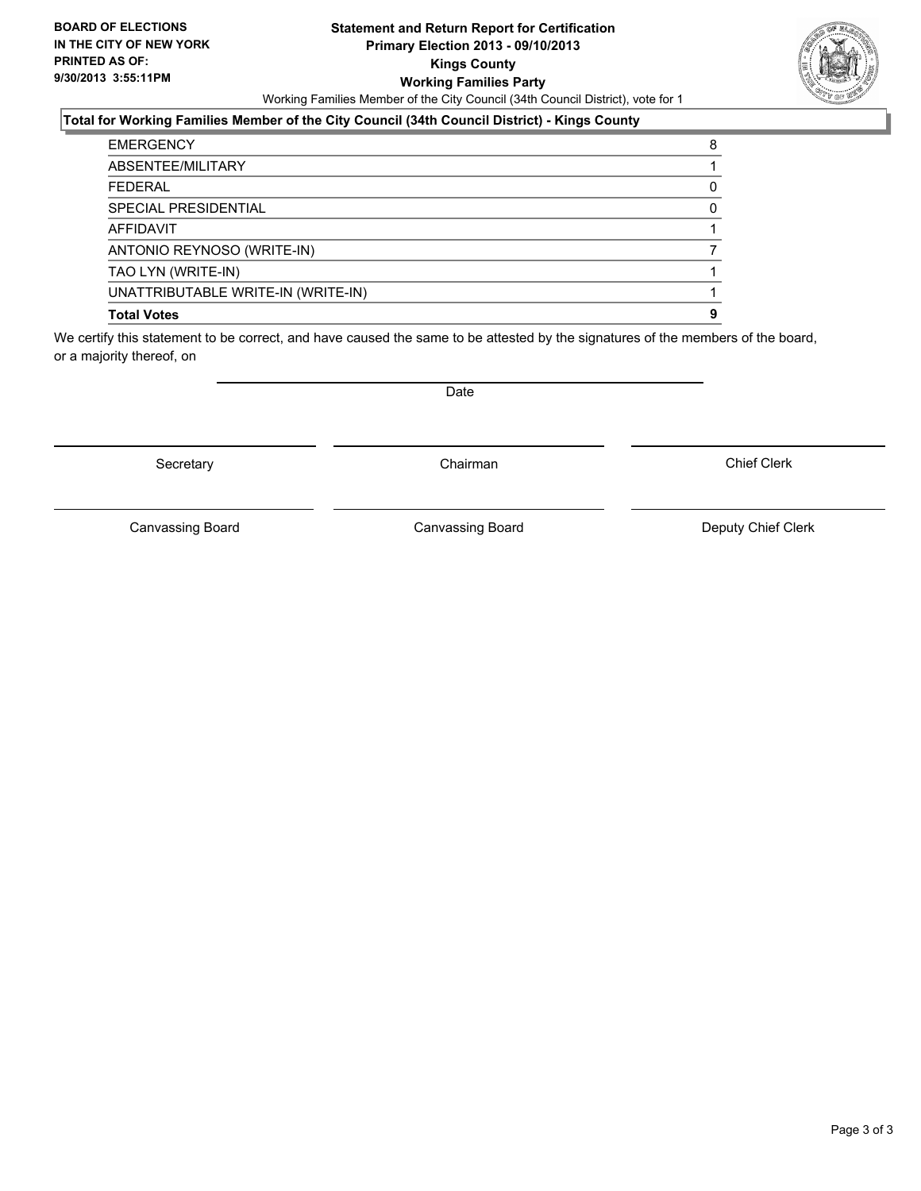**BOARD OF ELECTIONS IN THE CITY OF NEW YORK PRINTED AS OF: 9/30/2013 3:55:11PM**

**Statement and Return Report for Certification**
**Primary Election 2013 - 09/10/2013**
**Kings County**
**Working Families Party**

Working Families Member of the City Council (34th Council District), vote for 1

**Total for Working Families Member of the City Council (34th Council District) - Kings County**

| | |
|---|---|
| EMERGENCY | 8 |
| ABSENTEE/MILITARY | 1 |
| FEDERAL | 0 |
| SPECIAL PRESIDENTIAL | 0 |
| AFFIDAVIT | 1 |
| ANTONIO REYNOSO (WRITE-IN) | 7 |
| TAO LYN (WRITE-IN) | 1 |
| UNATTRIBUTABLE WRITE-IN (WRITE-IN) | 1 |
| **Total Votes** | **9** |

We certify this statement to be correct, and have caused the same to be attested by the signatures of the members of the board, or a majority thereof, on

Date

Secretary | Chairman | Chief Clerk

Canvassing Board | Canvassing Board | Deputy Chief Clerk